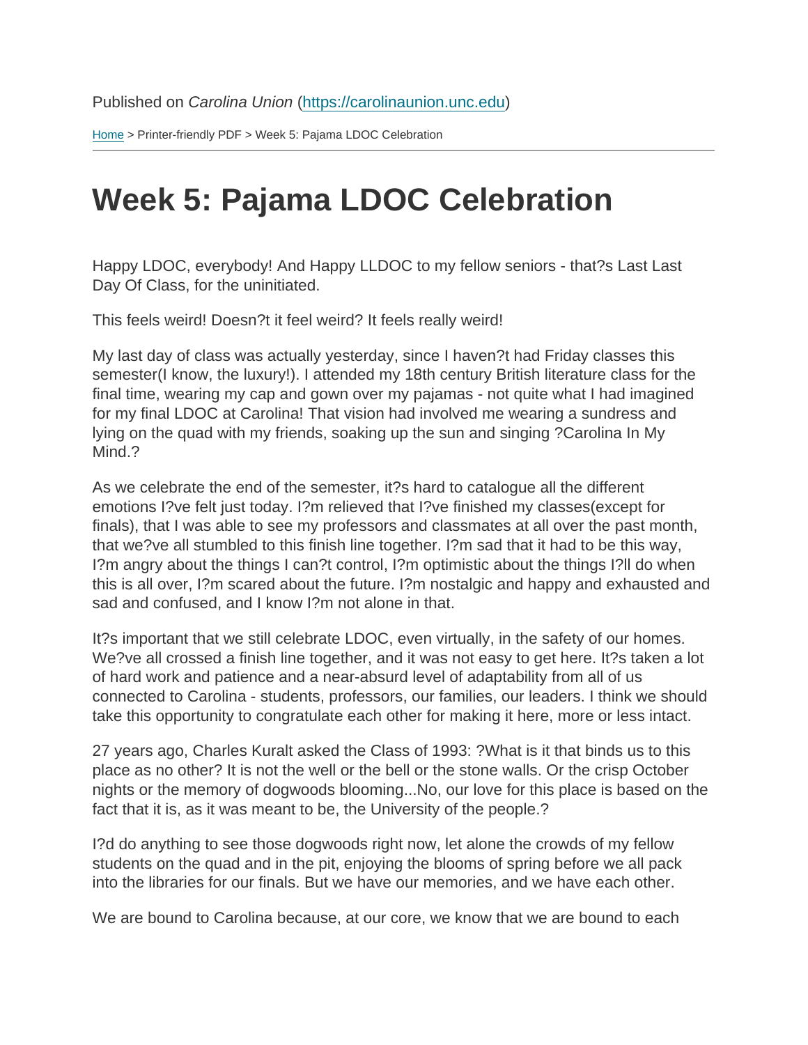Published on *Carolina Union* (https://carolinaunion.unc.edu)

Home > Printer-friendly PDF > Week 5: Pajama LDOC Celebration

# Week 5: Pajama LDOC Celebration

Happy LDOC, everybody! And Happy LLDOC to my fellow seniors - that?s Last Last Day Of Class, for the uninitiated.

This feels weird! Doesn?t it feel weird? It feels really weird!

My last day of class was actually yesterday, since I haven?t had Friday classes this semester(I know, the luxury!). I attended my 18th century British literature class for the final time, wearing my cap and gown over my pajamas - not quite what I had imagined for my final LDOC at Carolina! That vision had involved me wearing a sundress and lying on the quad with my friends, soaking up the sun and singing ?Carolina In My Mind.?

As we celebrate the end of the semester, it?s hard to catalogue all the different emotions I?ve felt just today. I?m relieved that I?ve finished my classes(except for finals), that I was able to see my professors and classmates at all over the past month, that we?ve all stumbled to this finish line together. I?m sad that it had to be this way, I?m angry about the things I can?t control, I?m optimistic about the things I?ll do when this is all over, I?m scared about the future. I?m nostalgic and happy and exhausted and sad and confused, and I know I?m not alone in that.

It?s important that we still celebrate LDOC, even virtually, in the safety of our homes. We?ve all crossed a finish line together, and it was not easy to get here. It?s taken a lot of hard work and patience and a near-absurd level of adaptability from all of us connected to Carolina - students, professors, our families, our leaders. I think we should take this opportunity to congratulate each other for making it here, more or less intact.

27 years ago, Charles Kuralt asked the Class of 1993: ?What is it that binds us to this place as no other? It is not the well or the bell or the stone walls. Or the crisp October nights or the memory of dogwoods blooming...No, our love for this place is based on the fact that it is, as it was meant to be, the University of the people.?

I?d do anything to see those dogwoods right now, let alone the crowds of my fellow students on the quad and in the pit, enjoying the blooms of spring before we all pack into the libraries for our finals. But we have our memories, and we have each other.

We are bound to Carolina because, at our core, we know that we are bound to each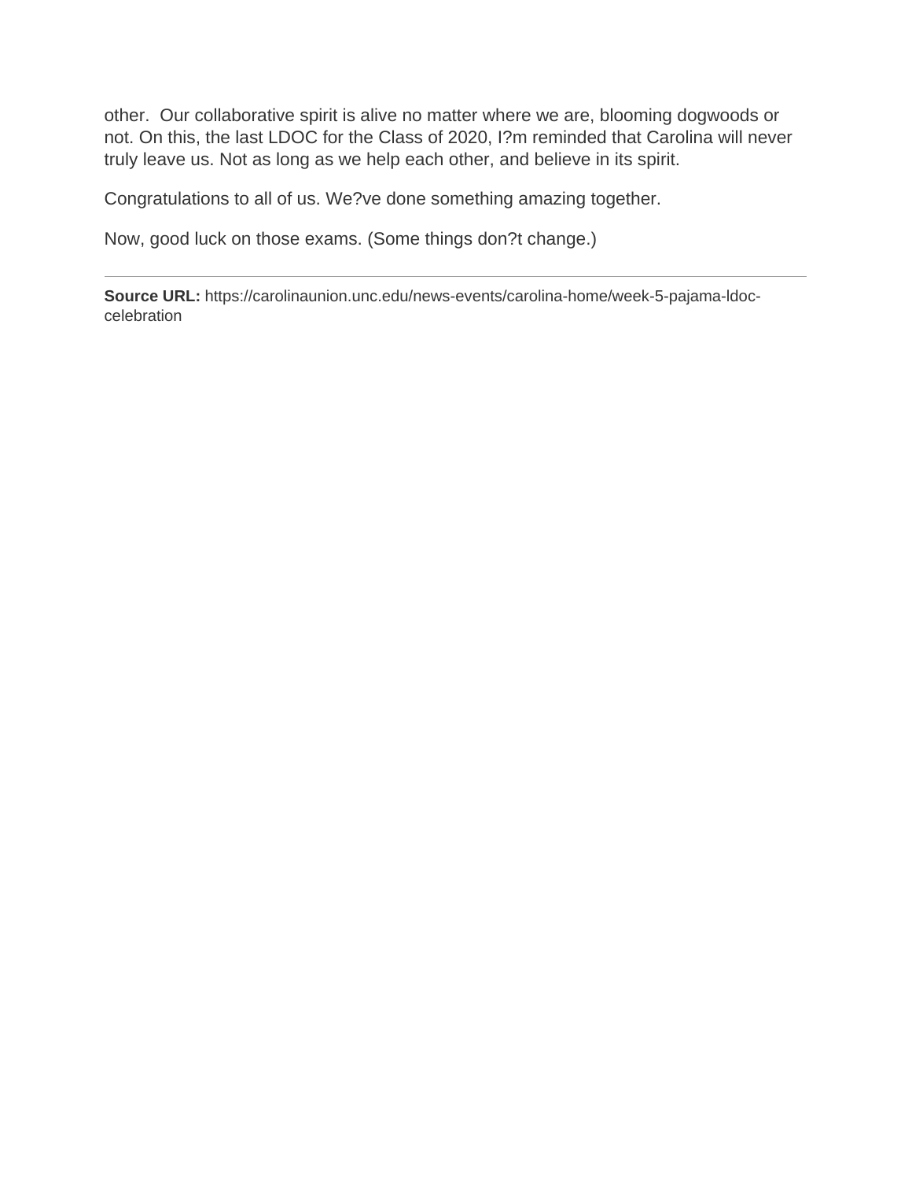other.  Our collaborative spirit is alive no matter where we are, blooming dogwoods or not. On this, the last LDOC for the Class of 2020, I?m reminded that Carolina will never truly leave us. Not as long as we help each other, and believe in its spirit.

Congratulations to all of us. We?ve done something amazing together.

Now, good luck on those exams. (Some things don?t change.)

---

**Source URL:** https://carolinaunion.unc.edu/news-events/carolina-home/week-5-pajama-ldoc-celebration